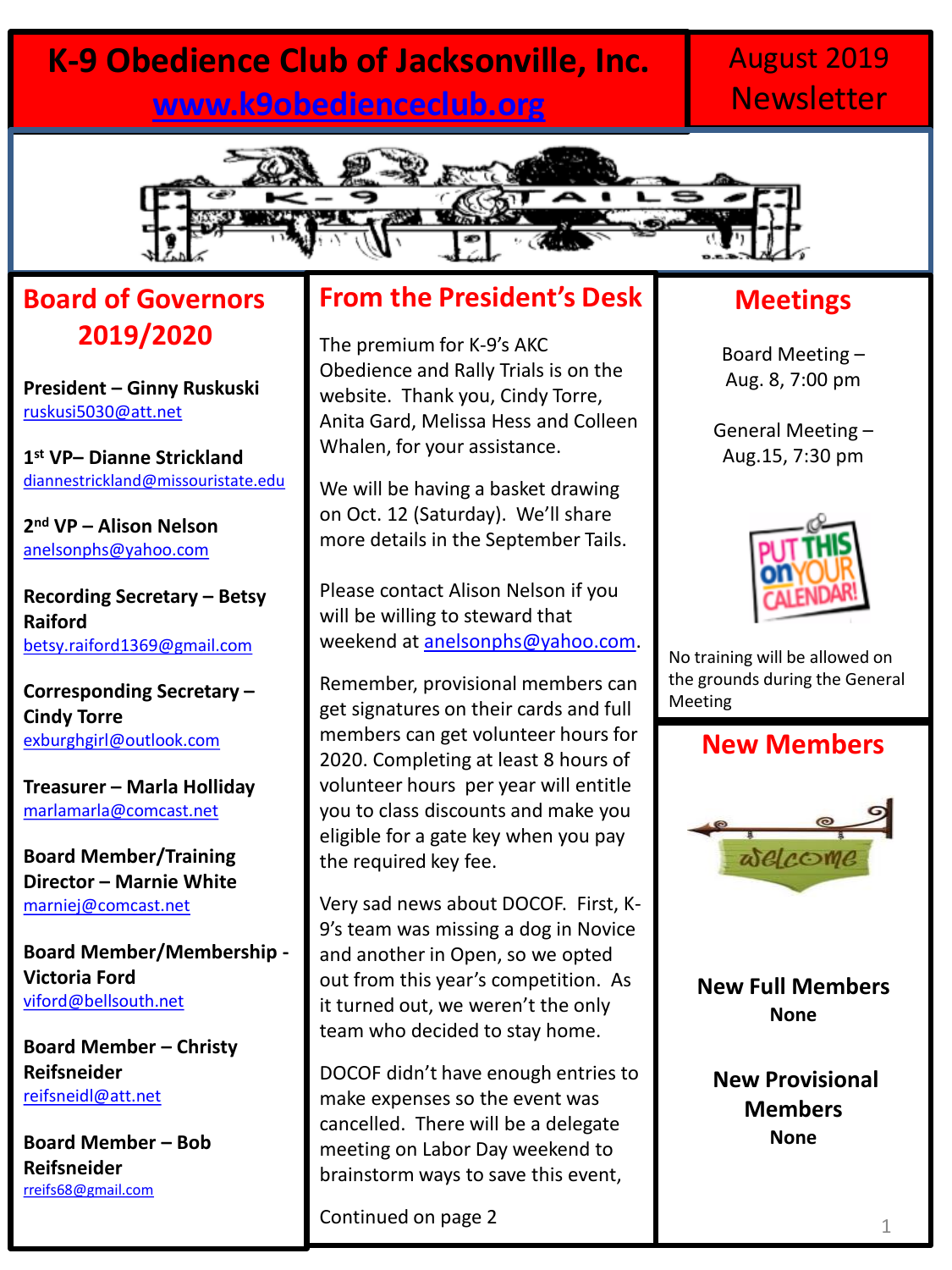# K-9 Obedience Club of Jacksonville, Inc.

www.k9obedienceclub.org

August 2019 Newsletter

## Board of Governors 2019/2020

**President – Ginny Ruskuski**
ruskusi5030@att.net

**1st VP– Dianne Strickland**
diannestrickland@missouristate.edu

**2nd VP – Alison Nelson**
anelsonphs@yahoo.com

**Recording Secretary – Betsy Raiford**
betsy.raiford1369@gmail.com

**Corresponding Secretary – Cindy Torre**
exburghgirl@outlook.com

**Treasurer – Marla Holliday**
marlamarla@comcast.net

**Board Member/Training Director – Marnie White**
marniej@comcast.net

**Board Member/Membership - Victoria Ford**
viford@bellsouth.net

**Board Member – Christy Reifsneider**
reifsneidl@att.net

**Board Member – Bob Reifsneider**
rreifs68@gmail.com

## From the President's Desk

The premium for K-9's AKC Obedience and Rally Trials is on the website. Thank you, Cindy Torre, Anita Gard, Melissa Hess and Colleen Whalen, for your assistance.

We will be having a basket drawing on Oct. 12 (Saturday). We'll share more details in the September Tails.

Please contact Alison Nelson if you will be willing to steward that weekend at anelsonphs@yahoo.com.

Remember, provisional members can get signatures on their cards and full members can get volunteer hours for 2020. Completing at least 8 hours of volunteer hours per year will entitle you to class discounts and make you eligible for a gate key when you pay the required key fee.

Very sad news about DOCOF. First, K-9's team was missing a dog in Novice and another in Open, so we opted out from this year's competition. As it turned out, we weren't the only team who decided to stay home.

DOCOF didn't have enough entries to make expenses so the event was cancelled. There will be a delegate meeting on Labor Day weekend to brainstorm ways to save this event,

Continued on page 2

## Meetings

Board Meeting – Aug. 8, 7:00 pm

General Meeting – Aug.15, 7:30 pm

No training will be allowed on the grounds during the General Meeting

## New Members

**New Full Members**
**None**

**New Provisional Members**
**None**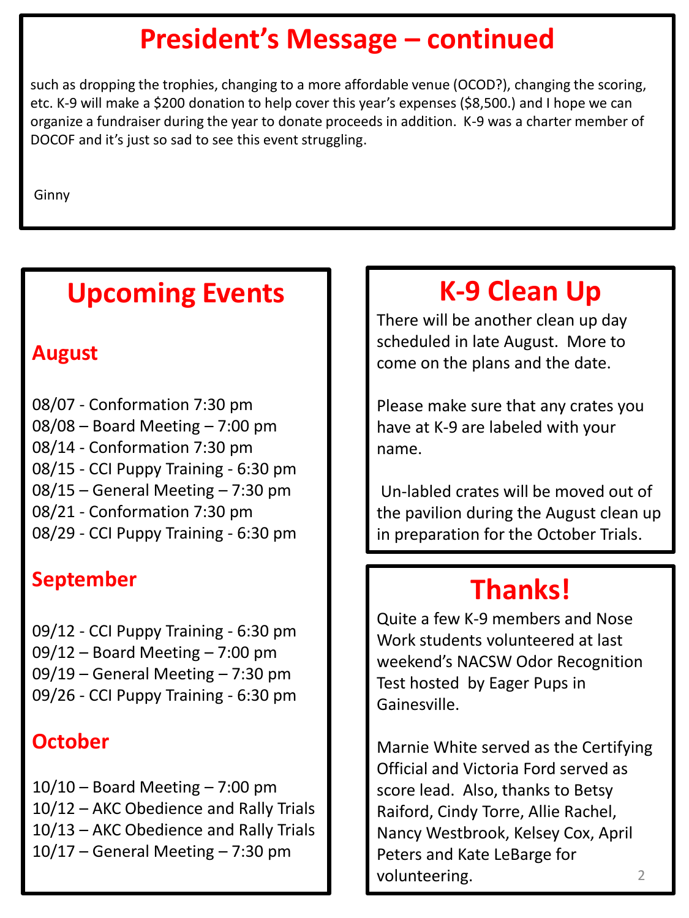# President's Message – continued

such as dropping the trophies, changing to a more affordable venue (OCOD?), changing the scoring, etc. K-9 will make a $200 donation to help cover this year's expenses ($8,500.) and I hope we can organize a fundraiser during the year to donate proceeds in addition. K-9 was a charter member of DOCOF and it's just so sad to see this event struggling.

Ginny

# Upcoming Events

## August

08/07 - Conformation 7:30 pm
08/08 – Board Meeting – 7:00 pm
08/14 - Conformation 7:30 pm
08/15 - CCI Puppy Training - 6:30 pm
08/15 – General Meeting – 7:30 pm
08/21 - Conformation 7:30 pm
08/29 - CCI Puppy Training - 6:30 pm

## September

09/12 - CCI Puppy Training - 6:30 pm
09/12 – Board Meeting – 7:00 pm
09/19 – General Meeting – 7:30 pm
09/26 - CCI Puppy Training - 6:30 pm

## October

10/10 – Board Meeting – 7:00 pm
10/12 – AKC Obedience and Rally Trials
10/13 – AKC Obedience and Rally Trials
10/17 – General Meeting – 7:30 pm

# K-9 Clean Up

There will be another clean up day scheduled in late August. More to come on the plans and the date.

Please make sure that any crates you have at K-9 are labeled with your name.

Un-labled crates will be moved out of the pavilion during the August clean up in preparation for the October Trials.

# Thanks!

Quite a few K-9 members and Nose Work students volunteered at last weekend's NACSW Odor Recognition Test hosted by Eager Pups in Gainesville.

Marnie White served as the Certifying Official and Victoria Ford served as score lead. Also, thanks to Betsy Raiford, Cindy Torre, Allie Rachel, Nancy Westbrook, Kelsey Cox, April Peters and Kate LeBarge for volunteering.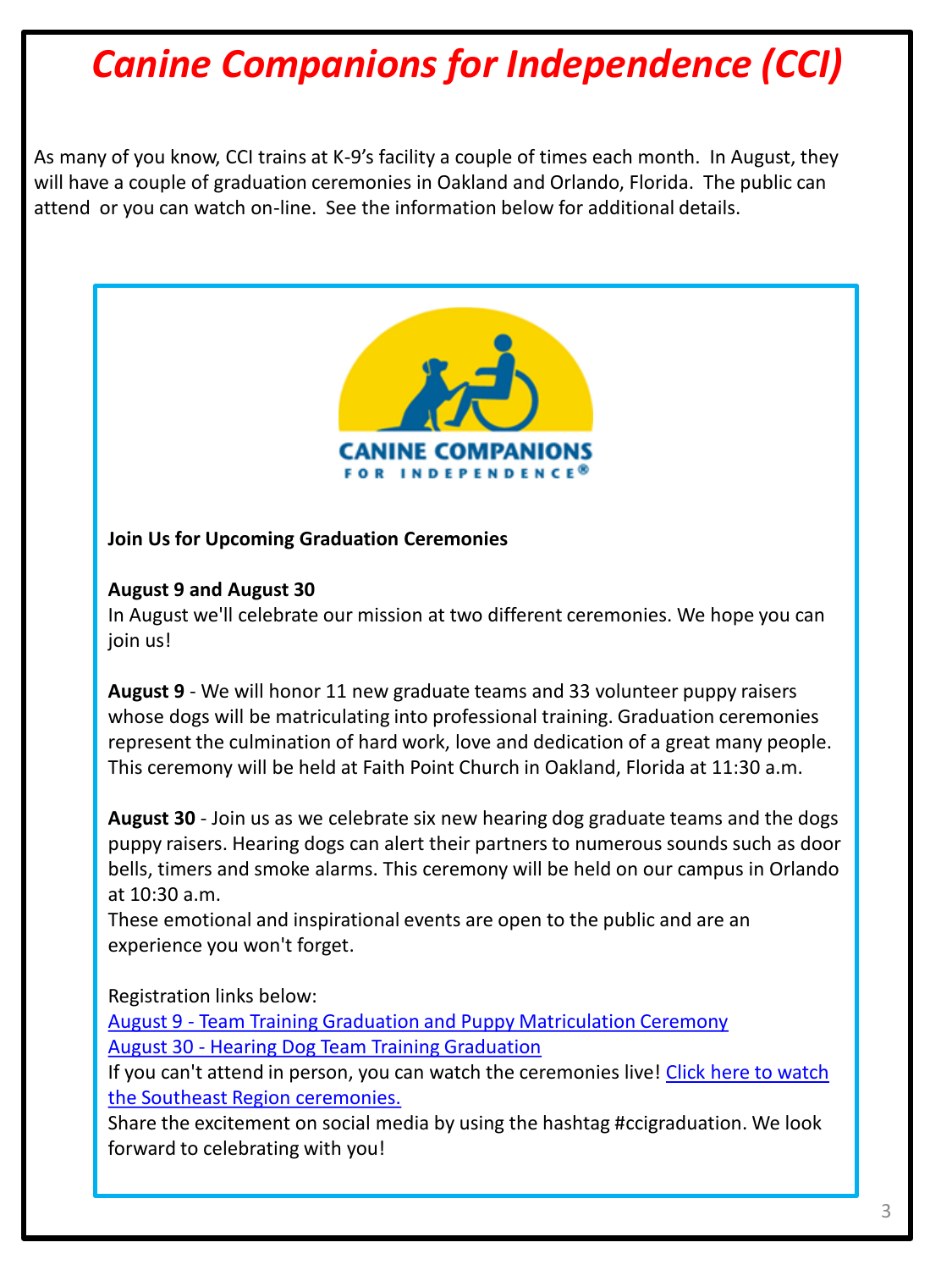# *Canine Companions for Independence (CCI)*

As many of you know, CCI trains at K-9's facility a couple of times each month. In August, they will have a couple of graduation ceremonies in Oakland and Orlando, Florida. The public can attend or you can watch on-line. See the information below for additional details.

CANINE COMPANIONS FOR INDEPENDENCE®

**Join Us for Upcoming Graduation Ceremonies**

**August 9 and August 30**
In August we'll celebrate our mission at two different ceremonies. We hope you can join us!

**August 9** - We will honor 11 new graduate teams and 33 volunteer puppy raisers whose dogs will be matriculating into professional training. Graduation ceremonies represent the culmination of hard work, love and dedication of a great many people. This ceremony will be held at Faith Point Church in Oakland, Florida at 11:30 a.m.

**August 30** - Join us as we celebrate six new hearing dog graduate teams and the dogs puppy raisers. Hearing dogs can alert their partners to numerous sounds such as door bells, timers and smoke alarms. This ceremony will be held on our campus in Orlando at 10:30 a.m.
These emotional and inspirational events are open to the public and are an experience you won't forget.

Registration links below:
August 9 - Team Training Graduation and Puppy Matriculation Ceremony
August 30 - Hearing Dog Team Training Graduation
If you can't attend in person, you can watch the ceremonies live! Click here to watch the Southeast Region ceremonies.
Share the excitement on social media by using the hashtag #ccigraduation. We look forward to celebrating with you!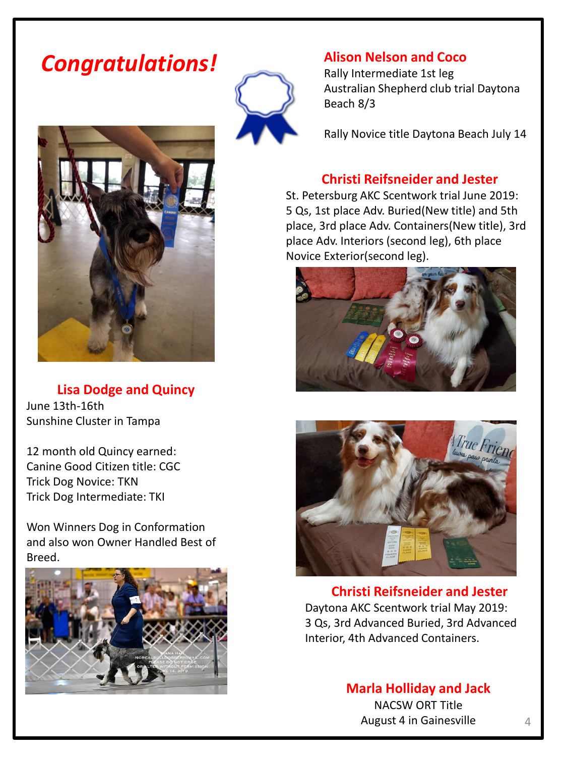# *Congratulations!*

### Alison Nelson and Coco

Rally Intermediate 1st leg
Australian Shepherd club trial Daytona Beach 8/3

Rally Novice title Daytona Beach July 14

### Christi Reifsneider and Jester

St. Petersburg AKC Scentwork trial June 2019: 5 Qs, 1st place Adv. Buried(New title) and 5th place, 3rd place Adv. Containers(New title), 3rd place Adv. Interiors (second leg), 6th place Novice Exterior(second leg).

### Lisa Dodge and Quincy

June 13th-16th
Sunshine Cluster in Tampa

12 month old Quincy earned:
Canine Good Citizen title: CGC
Trick Dog Novice: TKN
Trick Dog Intermediate: TKI

Won Winners Dog in Conformation and also won Owner Handled Best of Breed.

### Christi Reifsneider and Jester

Daytona AKC Scentwork trial May 2019: 3 Qs, 3rd Advanced Buried, 3rd Advanced Interior, 4th Advanced Containers.

### Marla Holliday and Jack

NACSW ORT Title
August 4 in Gainesville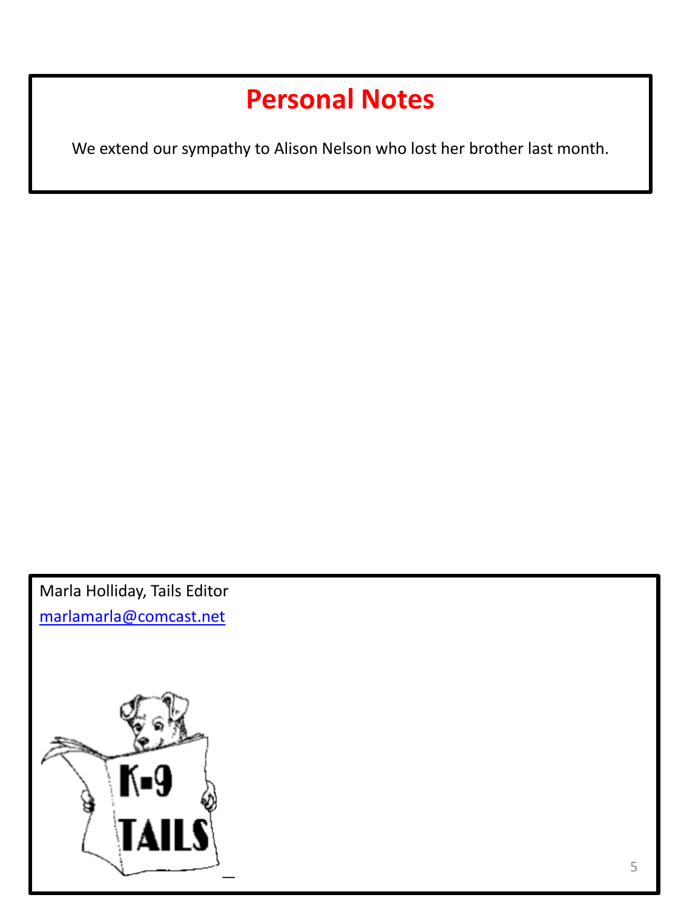# Personal Notes

We extend our sympathy to Alison Nelson who lost her brother last month.

Marla Holliday, Tails Editor
marlamarla@comcast.net